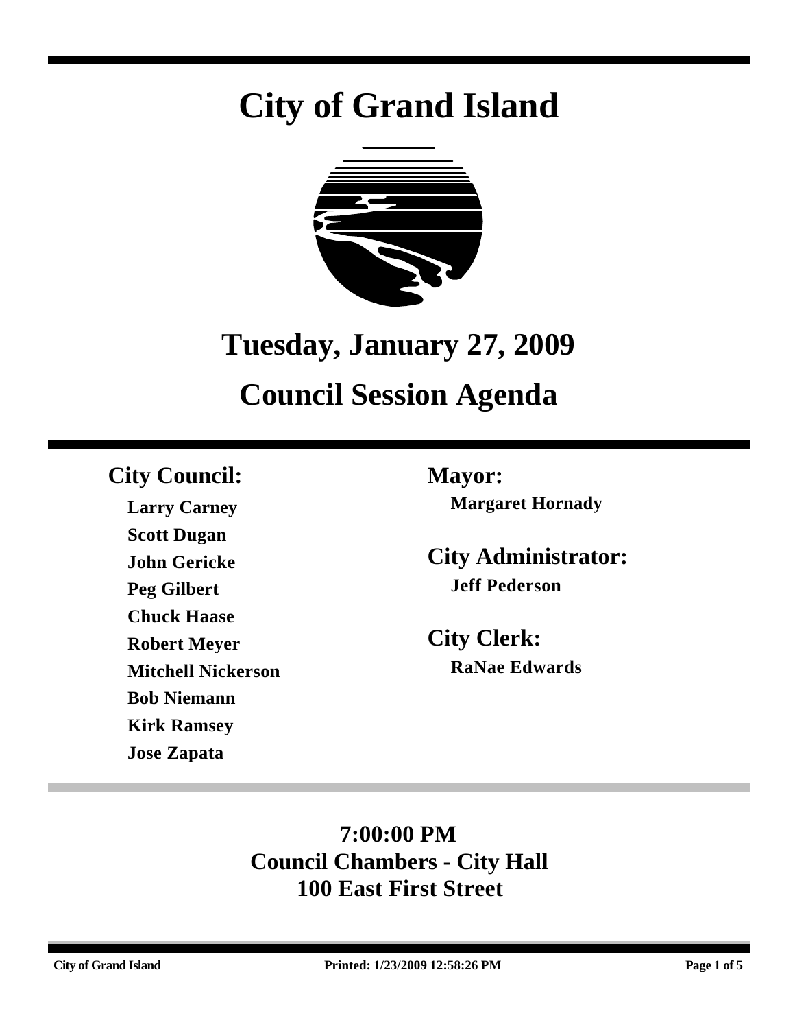# City of Grand Island

## Tuesday, January 27, 2009

## Council Session Agenda

### City Council:

**Larry Carney**
**Scott Dugan**
**John Gericke**
**Peg Gilbert**
**Chuck Haase**
**Robert Meyer**
**Mitchell Nickerson**
**Bob Niemann**
**Kirk Ramsey**
**Jose Zapata**

### Mayor:

**Margaret Hornady**

### City Administrator:

**Jeff Pederson**

### City Clerk:

**RaNae Edwards**

**7:00:00 PM**
**Council Chambers - City Hall**
**100 East First Street**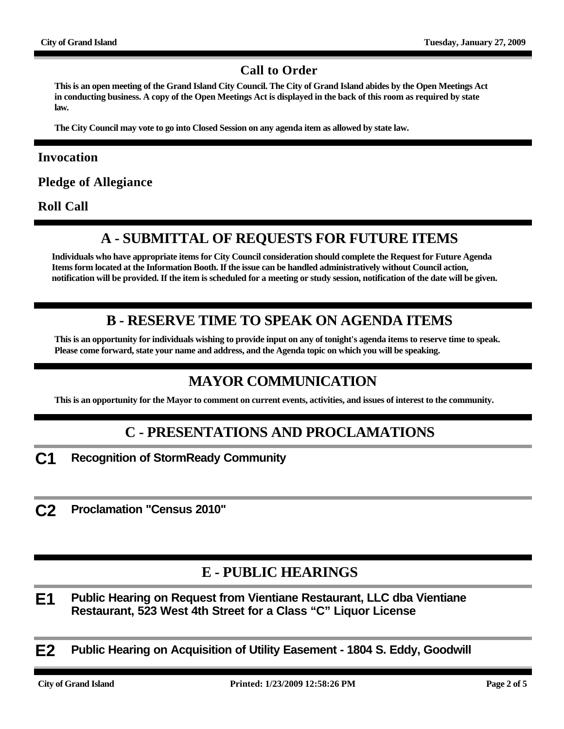## Call to Order

**This is an open meeting of the Grand Island City Council. The City of Grand Island abides by the Open Meetings Act in conducting business. A copy of the Open Meetings Act is displayed in the back of this room as required by state law.**

**The City Council may vote to go into Closed Session on any agenda item as allowed by state law.**

### Invocation

### Pledge of Allegiance

### Roll Call

## A - SUBMITTAL OF REQUESTS FOR FUTURE ITEMS

**Individuals who have appropriate items for City Council consideration should complete the Request for Future Agenda Items form located at the Information Booth. If the issue can be handled administratively without Council action, notification will be provided. If the item is scheduled for a meeting or study session, notification of the date will be given.**

## B - RESERVE TIME TO SPEAK ON AGENDA ITEMS

**This is an opportunity for individuals wishing to provide input on any of tonight's agenda items to reserve time to speak. Please come forward, state your name and address, and the Agenda topic on which you will be speaking.**

## MAYOR COMMUNICATION

**This is an opportunity for the Mayor to comment on current events, activities, and issues of interest to the community.**

## C - PRESENTATIONS AND PROCLAMATIONS

**C1** **Recognition of StormReady Community**

**C2** **Proclamation "Census 2010"**

## E - PUBLIC HEARINGS

**E1** **Public Hearing on Request from Vientiane Restaurant, LLC dba Vientiane Restaurant, 523 West 4th Street for a Class "C" Liquor License**

**E2** **Public Hearing on Acquisition of Utility Easement - 1804 S. Eddy, Goodwill**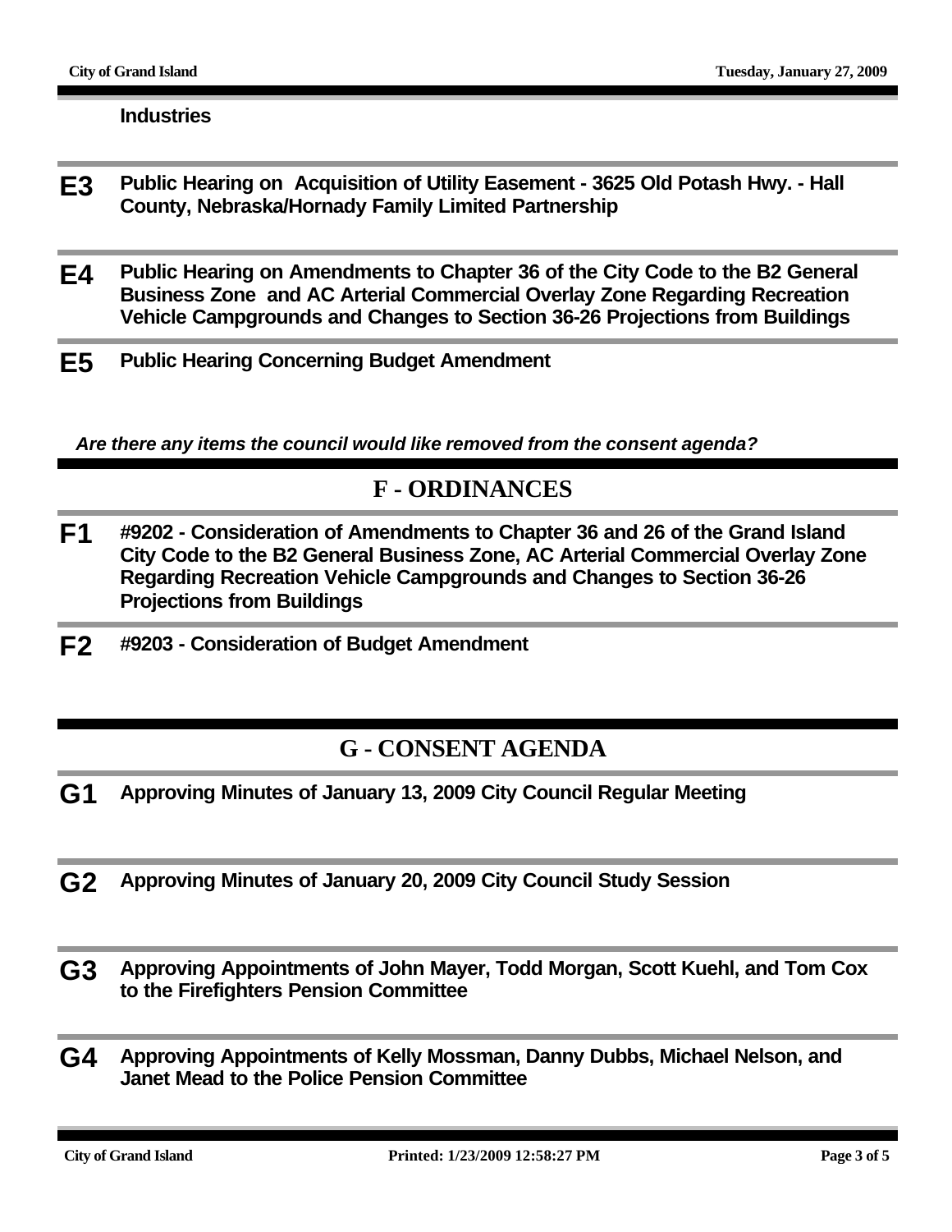**Industries**

**E3** **Public Hearing on  Acquisition of Utility Easement - 3625 Old Potash Hwy. - Hall County, Nebraska/Hornady Family Limited Partnership**

**E4** **Public Hearing on Amendments to Chapter 36 of the City Code to the B2 General Business Zone  and AC Arterial Commercial Overlay Zone Regarding Recreation Vehicle Campgrounds and Changes to Section 36-26 Projections from Buildings**

**E5** **Public Hearing Concerning Budget Amendment**

***Are there any items the council would like removed from the consent agenda?***

## F - ORDINANCES

**F1** **#9202 - Consideration of Amendments to Chapter 36 and 26 of the Grand Island City Code to the B2 General Business Zone, AC Arterial Commercial Overlay Zone Regarding Recreation Vehicle Campgrounds and Changes to Section 36-26 Projections from Buildings**

**F2** **#9203 - Consideration of Budget Amendment**

## G - CONSENT AGENDA

**G1** **Approving Minutes of January 13, 2009 City Council Regular Meeting**

**G2** **Approving Minutes of January 20, 2009 City Council Study Session**

**G3** **Approving Appointments of John Mayer, Todd Morgan, Scott Kuehl, and Tom Cox to the Firefighters Pension Committee**

**G4** **Approving Appointments of Kelly Mossman, Danny Dubbs, Michael Nelson, and Janet Mead to the Police Pension Committee**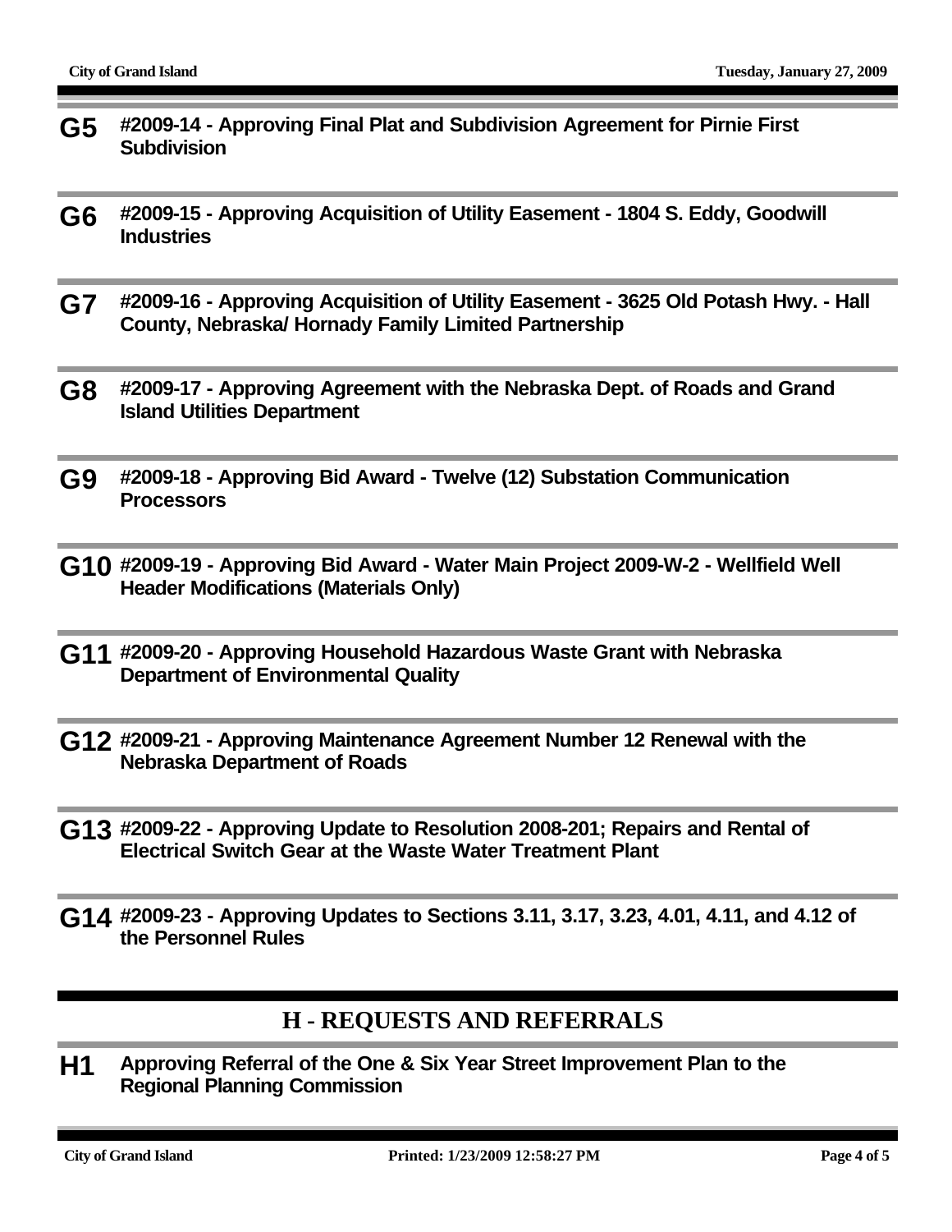**G5** **#2009-14 - Approving Final Plat and Subdivision Agreement for Pirnie First Subdivision**

**G6** **#2009-15 - Approving Acquisition of Utility Easement - 1804 S. Eddy, Goodwill Industries**

**G7** **#2009-16 - Approving Acquisition of Utility Easement - 3625 Old Potash Hwy. - Hall County, Nebraska/ Hornady Family Limited Partnership**

**G8** **#2009-17 - Approving Agreement with the Nebraska Dept. of Roads and Grand Island Utilities Department**

**G9** **#2009-18 - Approving Bid Award - Twelve (12) Substation Communication Processors**

**G10** **#2009-19 - Approving Bid Award - Water Main Project 2009-W-2 - Wellfield Well Header Modifications (Materials Only)**

**G11** **#2009-20 - Approving Household Hazardous Waste Grant with Nebraska Department of Environmental Quality**

**G12** **#2009-21 - Approving Maintenance Agreement Number 12 Renewal with the Nebraska Department of Roads**

**G13** **#2009-22 - Approving Update to Resolution 2008-201; Repairs and Rental of Electrical Switch Gear at the Waste Water Treatment Plant**

**G14** **#2009-23 - Approving Updates to Sections 3.11, 3.17, 3.23, 4.01, 4.11, and 4.12 of the Personnel Rules**

## H - REQUESTS AND REFERRALS

**H1** **Approving Referral of the One & Six Year Street Improvement Plan to the Regional Planning Commission**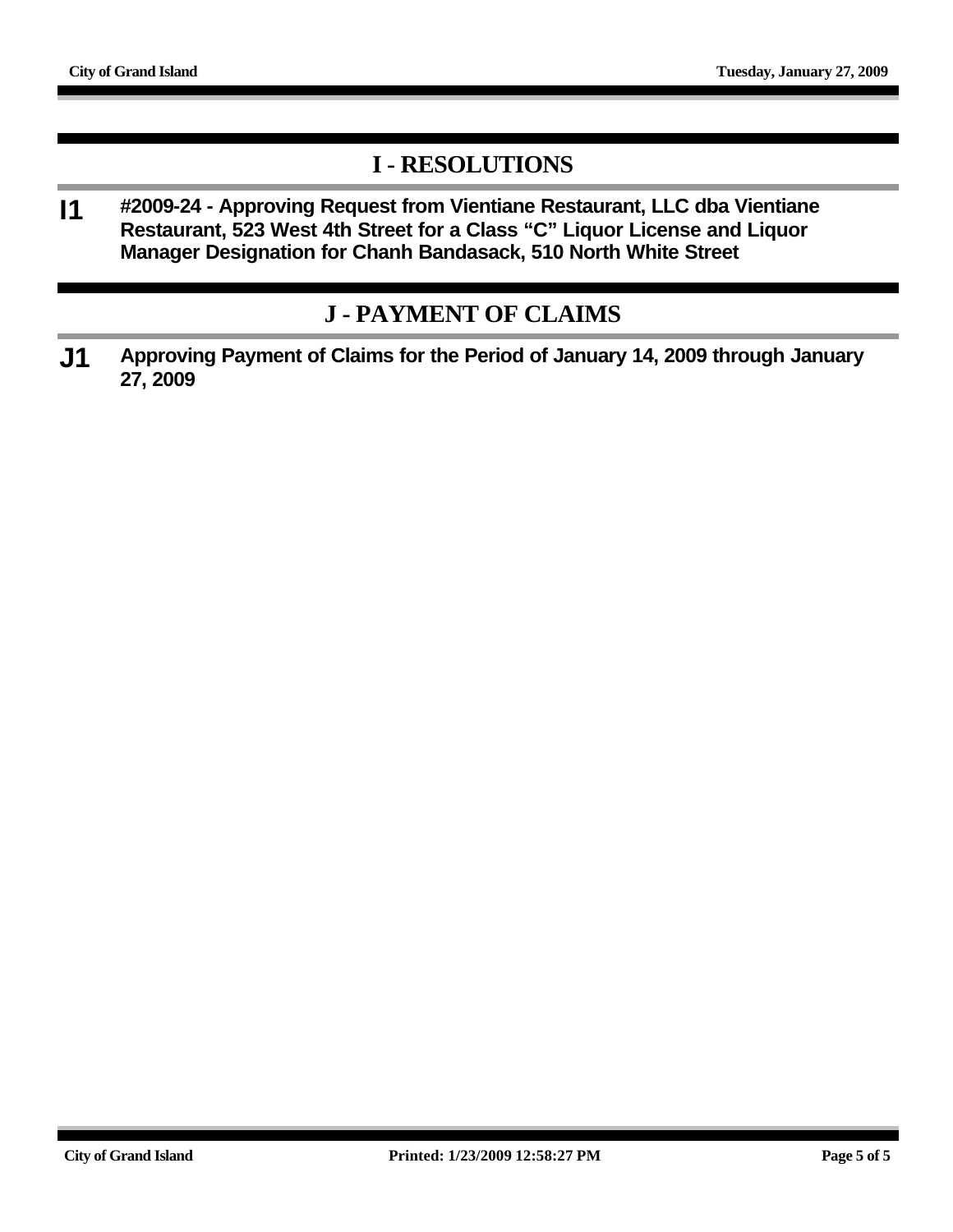## I - RESOLUTIONS

**I1** **#2009-24 - Approving Request from Vientiane Restaurant, LLC dba Vientiane Restaurant, 523 West 4th Street for a Class "C" Liquor License and Liquor Manager Designation for Chanh Bandasack, 510 North White Street**

## J - PAYMENT OF CLAIMS

**J1** **Approving Payment of Claims for the Period of January 14, 2009 through January 27, 2009**